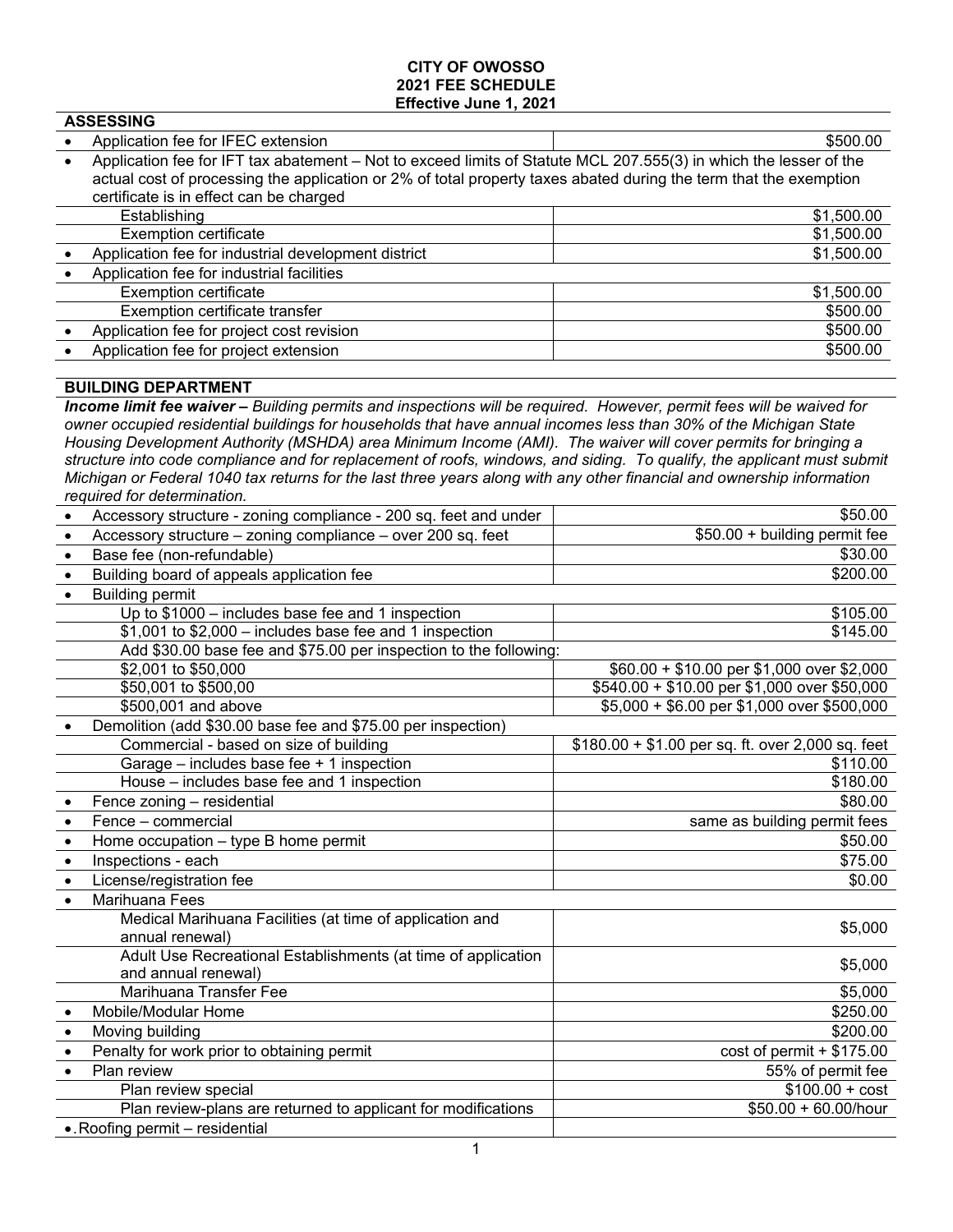# CITY OF OWOSSO
## 2021 FEE SCHEDULE
### Effective June 1, 2021

## ASSESSING

| Item | Fee |
|---|---|
| • Application fee for IFEC extension | $500.00 |
| • Application fee for IFT tax abatement – Not to exceed limits of Statute MCL 207.555(3) in which the lesser of the actual cost of processing the application or 2% of total property taxes abated during the term that the exemption certificate is in effect can be charged | |
| Establishing | $1,500.00 |
| Exemption certificate | $1,500.00 |
| • Application fee for industrial development district | $1,500.00 |
| • Application fee for industrial facilities | |
| Exemption certificate | $1,500.00 |
| Exemption certificate transfer | $500.00 |
| • Application fee for project cost revision | $500.00 |
| • Application fee for project extension | $500.00 |

## BUILDING DEPARTMENT

***Income limit fee waiver –*** *Building permits and inspections will be required. However, permit fees will be waived for owner occupied residential buildings for households that have annual incomes less than 30% of the Michigan State Housing Development Authority (MSHDA) area Minimum Income (AMI). The waiver will cover permits for bringing a structure into code compliance and for replacement of roofs, windows, and siding. To qualify, the applicant must submit Michigan or Federal 1040 tax returns for the last three years along with any other financial and ownership information required for determination.*

| Item | Fee |
|---|---|
| • Accessory structure - zoning compliance - 200 sq. feet and under | $50.00 |
| • Accessory structure – zoning compliance – over 200 sq. feet | $50.00 + building permit fee |
| • Base fee (non-refundable) | $30.00 |
| • Building board of appeals application fee | $200.00 |
| • Building permit | |
| Up to $1000 – includes base fee and 1 inspection | $105.00 |
| $1,001 to $2,000 – includes base fee and 1 inspection | $145.00 |
| Add $30.00 base fee and $75.00 per inspection to the following: | |
| $2,001 to $50,000 | $60.00 + $10.00 per $1,000 over $2,000 |
| $50,001 to $500,00 | $540.00 + $10.00 per $1,000 over $50,000 |
| $500,001 and above | $5,000 + $6.00 per $1,000 over $500,000 |
| • Demolition (add $30.00 base fee and $75.00 per inspection) | |
| Commercial - based on size of building | $180.00 + $1.00 per sq. ft. over 2,000 sq. feet |
| Garage – includes base fee + 1 inspection | $110.00 |
| House – includes base fee and 1 inspection | $180.00 |
| • Fence zoning – residential | $80.00 |
| • Fence – commercial | same as building permit fees |
| • Home occupation – type B home permit | $50.00 |
| • Inspections - each | $75.00 |
| • License/registration fee | $0.00 |
| • Marihuana Fees | |
| Medical Marihuana Facilities (at time of application and annual renewal) | $5,000 |
| Adult Use Recreational Establishments (at time of application and annual renewal) | $5,000 |
| Marihuana Transfer Fee | $5,000 |
| • Mobile/Modular Home | $250.00 |
| • Moving building | $200.00 |
| • Penalty for work prior to obtaining permit | cost of permit + $175.00 |
| • Plan review | 55% of permit fee |
| Plan review special | $100.00 + cost |
| Plan review-plans are returned to applicant for modifications | $50.00 + 60.00/hour |
| • Roofing permit – residential | |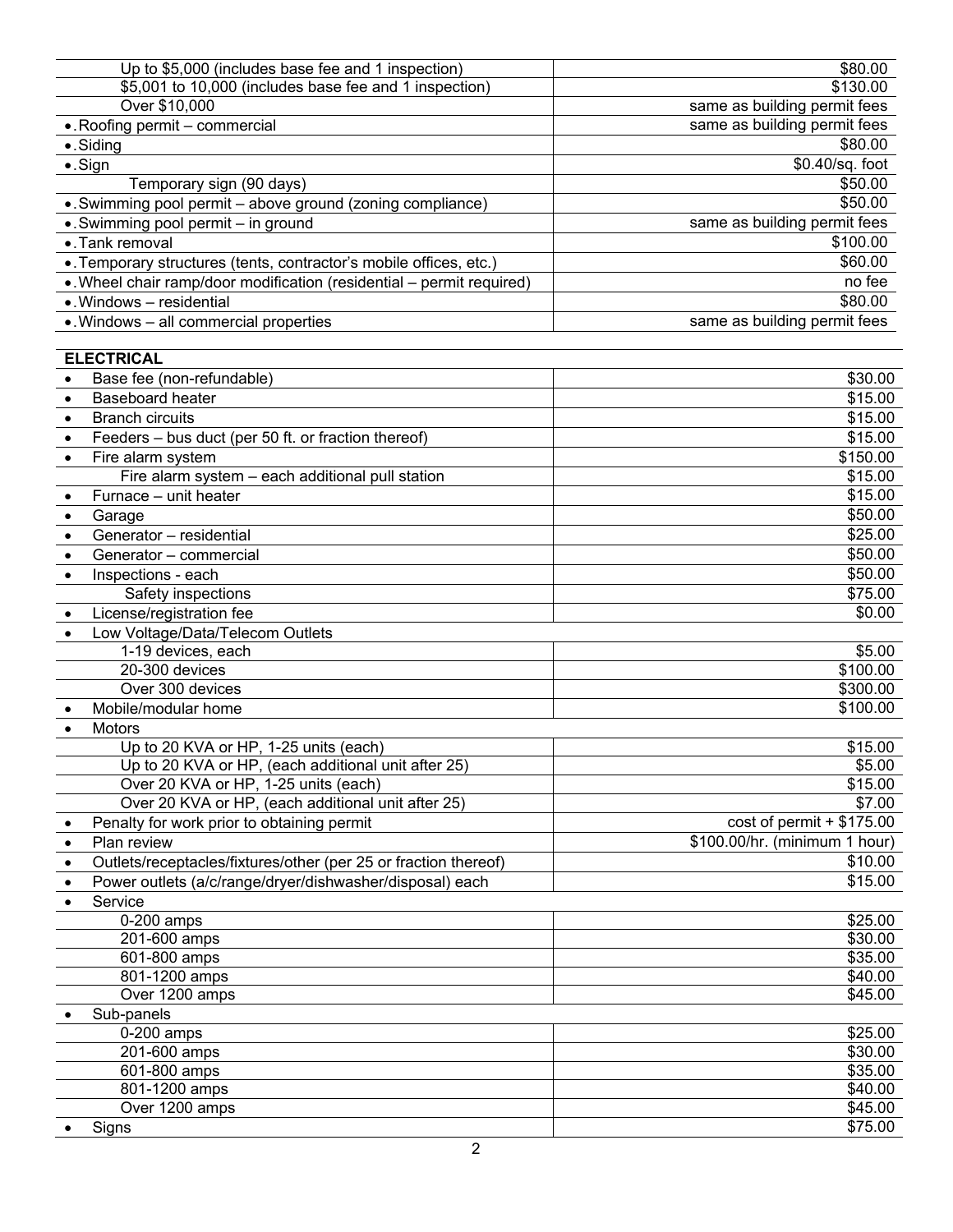| | |
|---|---|
| Up to $5,000 (includes base fee and 1 inspection) | $80.00 |
| $5,001 to 10,000 (includes base fee and 1 inspection) | $130.00 |
| Over $10,000 | same as building permit fees |
| • Roofing permit – commercial | same as building permit fees |
| • Siding | $80.00 |
| • Sign | $0.40/sq. foot |
| Temporary sign (90 days) | $50.00 |
| • Swimming pool permit – above ground (zoning compliance) | $50.00 |
| • Swimming pool permit – in ground | same as building permit fees |
| • Tank removal | $100.00 |
| • Temporary structures (tents, contractor's mobile offices, etc.) | $60.00 |
| • Wheel chair ramp/door modification (residential – permit required) | no fee |
| • Windows – residential | $80.00 |
| • Windows – all commercial properties | same as building permit fees |

| **ELECTRICAL** | |
|---|---|
| • Base fee (non-refundable) | $30.00 |
| • Baseboard heater | $15.00 |
| • Branch circuits | $15.00 |
| • Feeders – bus duct (per 50 ft. or fraction thereof) | $15.00 |
| • Fire alarm system | $150.00 |
| Fire alarm system – each additional pull station | $15.00 |
| • Furnace – unit heater | $15.00 |
| • Garage | $50.00 |
| • Generator – residential | $25.00 |
| • Generator – commercial | $50.00 |
| • Inspections - each | $50.00 |
| Safety inspections | $75.00 |
| • License/registration fee | $0.00 |
| • Low Voltage/Data/Telecom Outlets | |
| 1-19 devices, each | $5.00 |
| 20-300 devices | $100.00 |
| Over 300 devices | $300.00 |
| • Mobile/modular home | $100.00 |
| • Motors | |
| Up to 20 KVA or HP, 1-25 units (each) | $15.00 |
| Up to 20 KVA or HP, (each additional unit after 25) | $5.00 |
| Over 20 KVA or HP, 1-25 units (each) | $15.00 |
| Over 20 KVA or HP, (each additional unit after 25) | $7.00 |
| • Penalty for work prior to obtaining permit | cost of permit + $175.00 |
| • Plan review | $100.00/hr. (minimum 1 hour) |
| • Outlets/receptacles/fixtures/other (per 25 or fraction thereof) | $10.00 |
| • Power outlets (a/c/range/dryer/dishwasher/disposal) each | $15.00 |
| • Service | |
| 0-200 amps | $25.00 |
| 201-600 amps | $30.00 |
| 601-800 amps | $35.00 |
| 801-1200 amps | $40.00 |
| Over 1200 amps | $45.00 |
| • Sub-panels | |
| 0-200 amps | $25.00 |
| 201-600 amps | $30.00 |
| 601-800 amps | $35.00 |
| 801-1200 amps | $40.00 |
| Over 1200 amps | $45.00 |
| • Signs | $75.00 |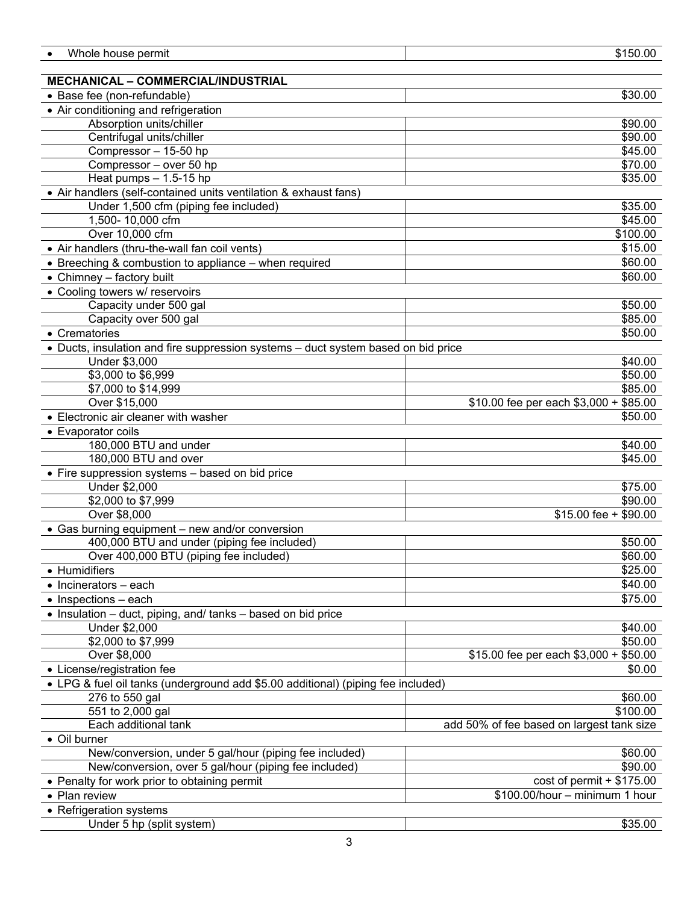| • Whole house permit | $150.00 |
|---|---|

| MECHANICAL – COMMERCIAL/INDUSTRIAL | |
|---|---|
| • Base fee (non-refundable) | $30.00 |
| • Air conditioning and refrigeration | |
| Absorption units/chiller | $90.00 |
| Centrifugal units/chiller | $90.00 |
| Compressor – 15-50 hp | $45.00 |
| Compressor – over 50 hp | $70.00 |
| Heat pumps – 1.5-15 hp | $35.00 |
| • Air handlers (self-contained units ventilation & exhaust fans) | |
| Under 1,500 cfm (piping fee included) | $35.00 |
| 1,500- 10,000 cfm | $45.00 |
| Over 10,000 cfm | $100.00 |
| • Air handlers (thru-the-wall fan coil vents) | $15.00 |
| • Breeching & combustion to appliance – when required | $60.00 |
| • Chimney – factory built | $60.00 |
| • Cooling towers w/ reservoirs | |
| Capacity under 500 gal | $50.00 |
| Capacity over 500 gal | $85.00 |
| • Crematories | $50.00 |
| • Ducts, insulation and fire suppression systems – duct system based on bid price | |
| Under $3,000 | $40.00 |
| $3,000 to $6,999 | $50.00 |
| $7,000 to $14,999 | $85.00 |
| Over $15,000 | $10.00 fee per each $3,000 + $85.00 |
| • Electronic air cleaner with washer | $50.00 |
| • Evaporator coils | |
| 180,000 BTU and under | $40.00 |
| 180,000 BTU and over | $45.00 |
| • Fire suppression systems – based on bid price | |
| Under $2,000 | $75.00 |
| $2,000 to $7,999 | $90.00 |
| Over $8,000 | $15.00 fee + $90.00 |
| • Gas burning equipment – new and/or conversion | |
| 400,000 BTU and under (piping fee included) | $50.00 |
| Over 400,000 BTU (piping fee included) | $60.00 |
| • Humidifiers | $25.00 |
| • Incinerators – each | $40.00 |
| • Inspections – each | $75.00 |
| • Insulation – duct, piping, and/ tanks – based on bid price | |
| Under $2,000 | $40.00 |
| $2,000 to $7,999 | $50.00 |
| Over $8,000 | $15.00 fee per each $3,000 + $50.00 |
| • License/registration fee | $0.00 |
| • LPG & fuel oil tanks (underground add $5.00 additional) (piping fee included) | |
| 276 to 550 gal | $60.00 |
| 551 to 2,000 gal | $100.00 |
| Each additional tank | add 50% of fee based on largest tank size |
| • Oil burner | |
| New/conversion, under 5 gal/hour (piping fee included) | $60.00 |
| New/conversion, over 5 gal/hour (piping fee included) | $90.00 |
| • Penalty for work prior to obtaining permit | cost of permit + $175.00 |
| • Plan review | $100.00/hour – minimum 1 hour |
| • Refrigeration systems | |
| Under 5 hp (split system) | $35.00 |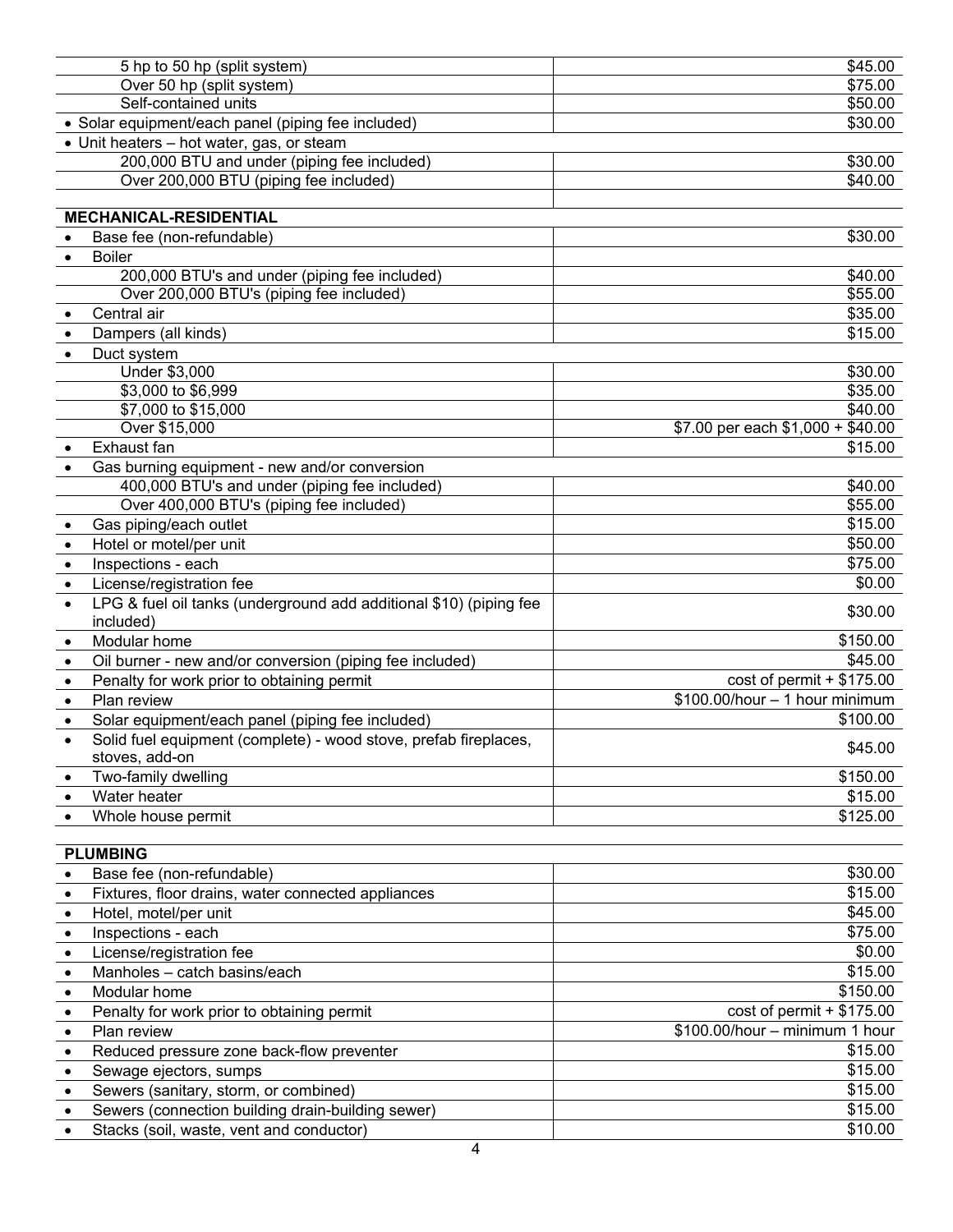| | |
|---|---|
| 5 hp to 50 hp (split system) | $45.00 |
| Over 50 hp (split system) | $75.00 |
| Self-contained units | $50.00 |
| • Solar equipment/each panel (piping fee included) | $30.00 |
| • Unit heaters – hot water, gas, or steam | |
| 200,000 BTU and under (piping fee included) | $30.00 |
| Over 200,000 BTU (piping fee included) | $40.00 |
| | |
| **MECHANICAL-RESIDENTIAL** | |
| • Base fee (non-refundable) | $30.00 |
| • Boiler | |
| 200,000 BTU's and under (piping fee included) | $40.00 |
| Over 200,000 BTU's (piping fee included) | $55.00 |
| • Central air | $35.00 |
| • Dampers (all kinds) | $15.00 |
| • Duct system | |
| Under $3,000 | $30.00 |
| $3,000 to $6,999 | $35.00 |
| $7,000 to $15,000 | $40.00 |
| Over $15,000 | $7.00 per each $1,000 + $40.00 |
| • Exhaust fan | $15.00 |
| • Gas burning equipment - new and/or conversion | |
| 400,000 BTU's and under (piping fee included) | $40.00 |
| Over 400,000 BTU's (piping fee included) | $55.00 |
| • Gas piping/each outlet | $15.00 |
| • Hotel or motel/per unit | $50.00 |
| • Inspections - each | $75.00 |
| • License/registration fee | $0.00 |
| • LPG & fuel oil tanks (underground add additional $10) (piping fee included) | $30.00 |
| • Modular home | $150.00 |
| • Oil burner - new and/or conversion (piping fee included) | $45.00 |
| • Penalty for work prior to obtaining permit | cost of permit + $175.00 |
| • Plan review | $100.00/hour – 1 hour minimum |
| • Solar equipment/each panel (piping fee included) | $100.00 |
| • Solid fuel equipment (complete) - wood stove, prefab fireplaces, stoves, add-on | $45.00 |
| • Two-family dwelling | $150.00 |
| • Water heater | $15.00 |
| • Whole house permit | $125.00 |

| **PLUMBING** | |
|---|---|
| • Base fee (non-refundable) | $30.00 |
| • Fixtures, floor drains, water connected appliances | $15.00 |
| • Hotel, motel/per unit | $45.00 |
| • Inspections - each | $75.00 |
| • License/registration fee | $0.00 |
| • Manholes – catch basins/each | $15.00 |
| • Modular home | $150.00 |
| • Penalty for work prior to obtaining permit | cost of permit + $175.00 |
| • Plan review | $100.00/hour – minimum 1 hour |
| • Reduced pressure zone back-flow preventer | $15.00 |
| • Sewage ejectors, sumps | $15.00 |
| • Sewers (sanitary, storm, or combined) | $15.00 |
| • Sewers (connection building drain-building sewer) | $15.00 |
| • Stacks (soil, waste, vent and conductor) | $10.00 |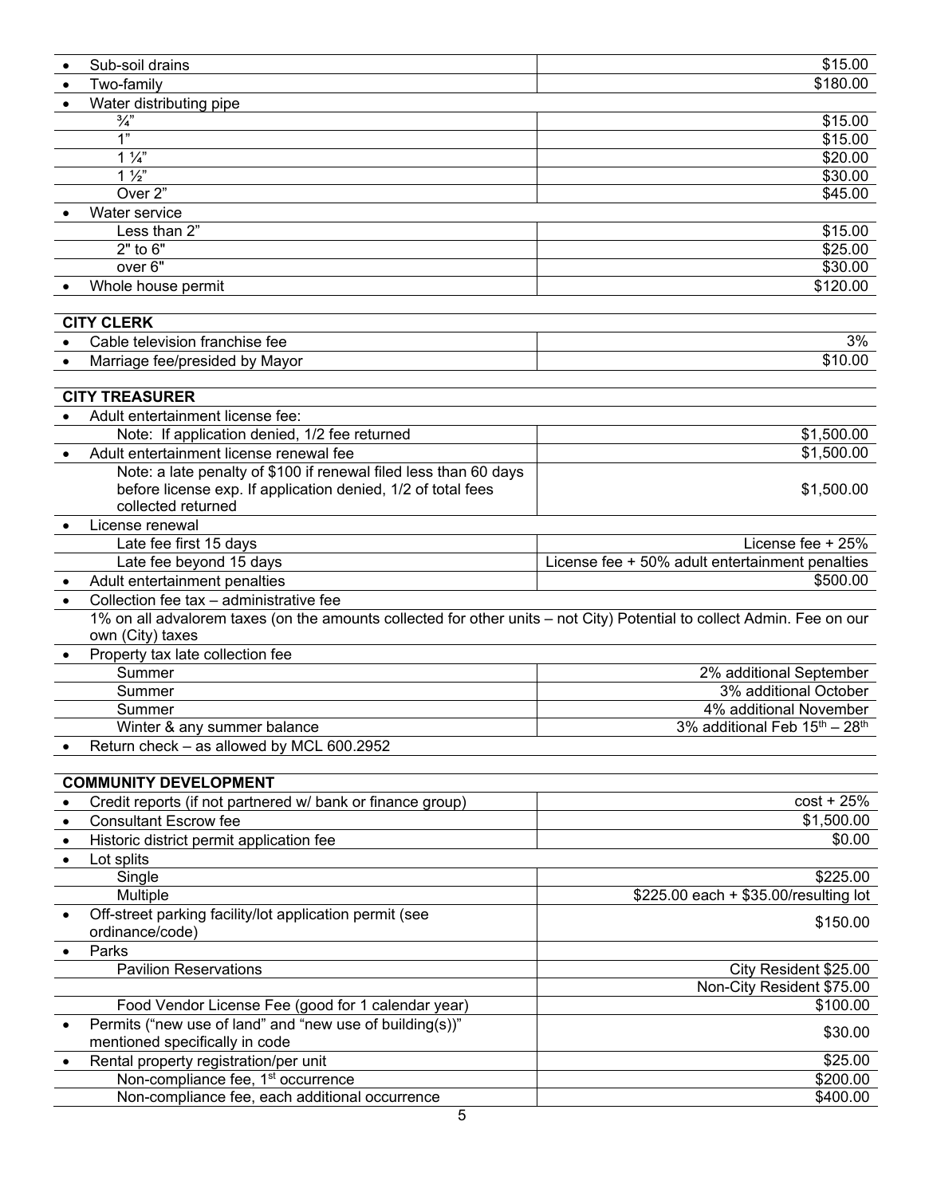| Item | Fee |
|---|---|
| • Sub-soil drains | $15.00 |
| • Two-family | $180.00 |
| • Water distributing pipe | |
| ¾" | $15.00 |
| 1" | $15.00 |
| 1 ¼" | $20.00 |
| 1 ½" | $30.00 |
| Over 2" | $45.00 |
| • Water service | |
| Less than 2" | $15.00 |
| 2" to 6" | $25.00 |
| over 6" | $30.00 |
| • Whole house permit | $120.00 |

| CITY CLERK | |
|---|---|
| • Cable television franchise fee | 3% |
| • Marriage fee/presided by Mayor | $10.00 |

| CITY TREASURER | |
|---|---|
| • Adult entertainment license fee: | |
| Note: If application denied, 1/2 fee returned | $1,500.00 |
| • Adult entertainment license renewal fee | $1,500.00 |
| Note: a late penalty of $100 if renewal filed less than 60 days before license exp. If application denied, 1/2 of total fees collected returned | $1,500.00 |
| • License renewal | |
| Late fee first 15 days | License fee + 25% |
| Late fee beyond 15 days | License fee + 50% adult entertainment penalties |
| • Adult entertainment penalties | $500.00 |
| • Collection fee tax – administrative fee | |
| 1% on all advalorem taxes (on the amounts collected for other units – not City) Potential to collect Admin. Fee on our own (City) taxes | |
| • Property tax late collection fee | |
| Summer | 2% additional September |
| Summer | 3% additional October |
| Summer | 4% additional November |
| Winter & any summer balance | 3% additional Feb 15th – 28th |
| • Return check – as allowed by MCL 600.2952 | |

| COMMUNITY DEVELOPMENT | |
|---|---|
| • Credit reports (if not partnered w/ bank or finance group) | cost + 25% |
| • Consultant Escrow fee | $1,500.00 |
| • Historic district permit application fee | $0.00 |
| • Lot splits | |
| Single | $225.00 |
| Multiple | $225.00 each + $35.00/resulting lot |
| • Off-street parking facility/lot application permit (see ordinance/code) | $150.00 |
| • Parks | |
| Pavilion Reservations | City Resident $25.00 |
| | Non-City Resident $75.00 |
| Food Vendor License Fee (good for 1 calendar year) | $100.00 |
| • Permits ("new use of land" and "new use of building(s)" mentioned specifically in code | $30.00 |
| • Rental property registration/per unit | $25.00 |
| Non-compliance fee, 1st occurrence | $200.00 |
| Non-compliance fee, each additional occurrence | $400.00 |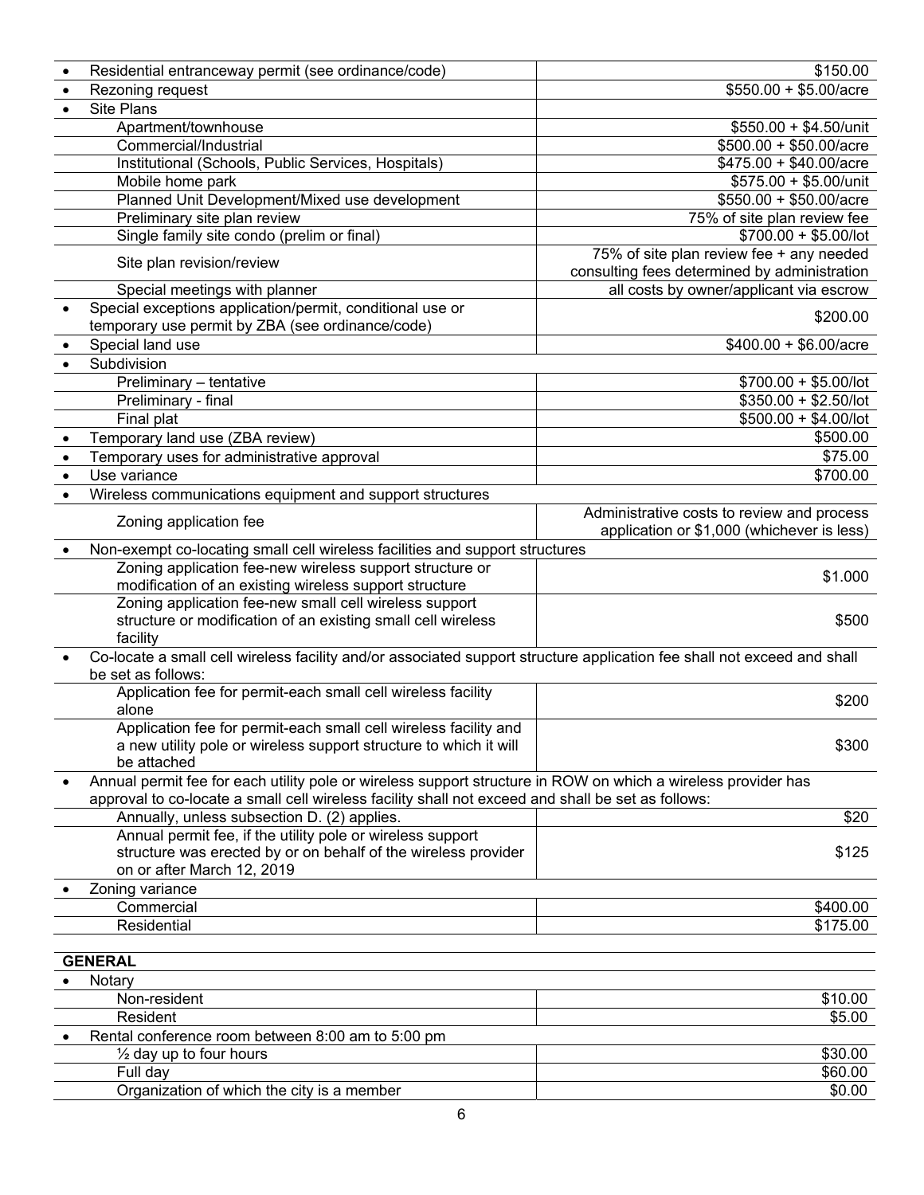| | |
|---|---|
| • Residential entranceway permit (see ordinance/code) | $150.00 |
| • Rezoning request | $550.00 + $5.00/acre |
| • Site Plans | |
| Apartment/townhouse | $550.00 + $4.50/unit |
| Commercial/Industrial | $500.00 + $50.00/acre |
| Institutional (Schools, Public Services, Hospitals) | $475.00 + $40.00/acre |
| Mobile home park | $575.00 + $5.00/unit |
| Planned Unit Development/Mixed use development | $550.00 + $50.00/acre |
| Preliminary site plan review | 75% of site plan review fee |
| Single family site condo (prelim or final) | $700.00 + $5.00/lot |
| Site plan revision/review | 75% of site plan review fee + any needed consulting fees determined by administration |
| Special meetings with planner | all costs by owner/applicant via escrow |
| • Special exceptions application/permit, conditional use or temporary use permit by ZBA (see ordinance/code) | $200.00 |
| • Special land use | $400.00 + $6.00/acre |
| • Subdivision | |
| Preliminary – tentative | $700.00 + $5.00/lot |
| Preliminary - final | $350.00 + $2.50/lot |
| Final plat | $500.00 + $4.00/lot |
| • Temporary land use (ZBA review) | $500.00 |
| • Temporary uses for administrative approval | $75.00 |
| • Use variance | $700.00 |
| • Wireless communications equipment and support structures | |
| Zoning application fee | Administrative costs to review and process application or $1,000 (whichever is less) |
| • Non-exempt co-locating small cell wireless facilities and support structures | |
| Zoning application fee-new wireless support structure or modification of an existing wireless support structure | $1.000 |
| Zoning application fee-new small cell wireless support structure or modification of an existing small cell wireless facility | $500 |
| • Co-locate a small cell wireless facility and/or associated support structure application fee shall not exceed and shall be set as follows: | |
| Application fee for permit-each small cell wireless facility alone | $200 |
| Application fee for permit-each small cell wireless facility and a new utility pole or wireless support structure to which it will be attached | $300 |
| • Annual permit fee for each utility pole or wireless support structure in ROW on which a wireless provider has approval to co-locate a small cell wireless facility shall not exceed and shall be set as follows: | |
| Annually, unless subsection D. (2) applies. | $20 |
| Annual permit fee, if the utility pole or wireless support structure was erected by or on behalf of the wireless provider on or after March 12, 2019 | $125 |
| • Zoning variance | |
| Commercial | $400.00 |
| Residential | $175.00 |

| **GENERAL** | |
|---|---|
| • Notary | |
| Non-resident | $10.00 |
| Resident | $5.00 |
| • Rental conference room between 8:00 am to 5:00 pm | |
| ½ day up to four hours | $30.00 |
| Full day | $60.00 |
| Organization of which the city is a member | $0.00 |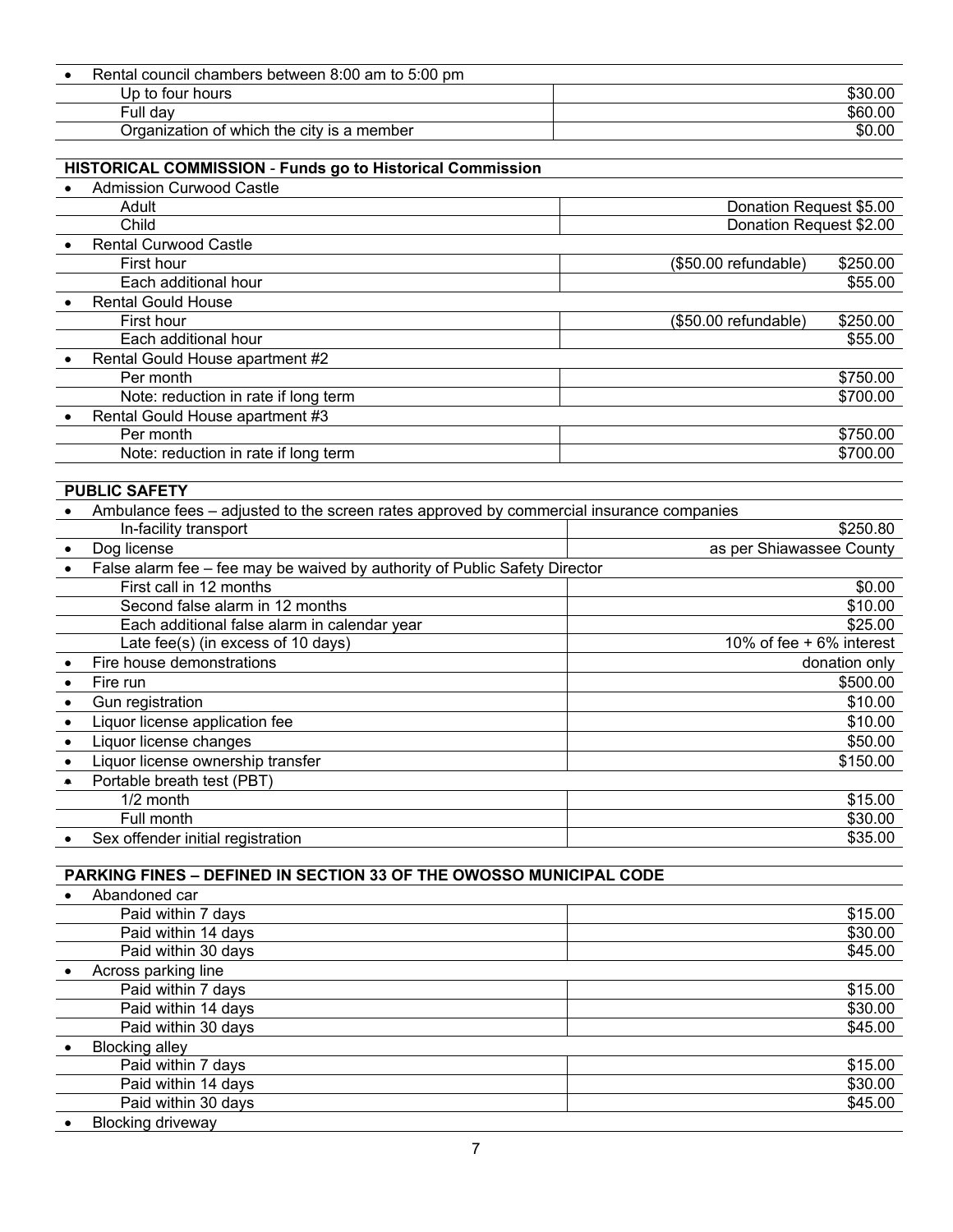| Item | Fee |
|---|---|
| • Rental council chambers between 8:00 am to 5:00 pm | |
| Up to four hours | $30.00 |
| Full day | $60.00 |
| Organization of which the city is a member | $0.00 |

| **HISTORICAL COMMISSION - Funds go to Historical Commission** | |
|---|---|
| • Admission Curwood Castle | |
| Adult | Donation Request $5.00 |
| Child | Donation Request $2.00 |
| • Rental Curwood Castle | |
| First hour | ($50.00 refundable) $250.00 |
| Each additional hour | $55.00 |
| • Rental Gould House | |
| First hour | ($50.00 refundable) $250.00 |
| Each additional hour | $55.00 |
| • Rental Gould House apartment #2 | |
| Per month | $750.00 |
| Note: reduction in rate if long term | $700.00 |
| • Rental Gould House apartment #3 | |
| Per month | $750.00 |
| Note: reduction in rate if long term | $700.00 |

| **PUBLIC SAFETY** | |
|---|---|
| • Ambulance fees – adjusted to the screen rates approved by commercial insurance companies | |
| In-facility transport | $250.80 |
| • Dog license | as per Shiawassee County |
| • False alarm fee – fee may be waived by authority of Public Safety Director | |
| First call in 12 months | $0.00 |
| Second false alarm in 12 months | $10.00 |
| Each additional false alarm in calendar year | $25.00 |
| Late fee(s) (in excess of 10 days) | 10% of fee + 6% interest |
| • Fire house demonstrations | donation only |
| • Fire run | $500.00 |
| • Gun registration | $10.00 |
| • Liquor license application fee | $10.00 |
| • Liquor license changes | $50.00 |
| • Liquor license ownership transfer | $150.00 |
| • Portable breath test (PBT) | |
| 1/2 month | $15.00 |
| Full month | $30.00 |
| • Sex offender initial registration | $35.00 |

| **PARKING FINES – DEFINED IN SECTION 33 OF THE OWOSSO MUNICIPAL CODE** | |
|---|---|
| • Abandoned car | |
| Paid within 7 days | $15.00 |
| Paid within 14 days | $30.00 |
| Paid within 30 days | $45.00 |
| • Across parking line | |
| Paid within 7 days | $15.00 |
| Paid within 14 days | $30.00 |
| Paid within 30 days | $45.00 |
| • Blocking alley | |
| Paid within 7 days | $15.00 |
| Paid within 14 days | $30.00 |
| Paid within 30 days | $45.00 |
| • Blocking driveway | |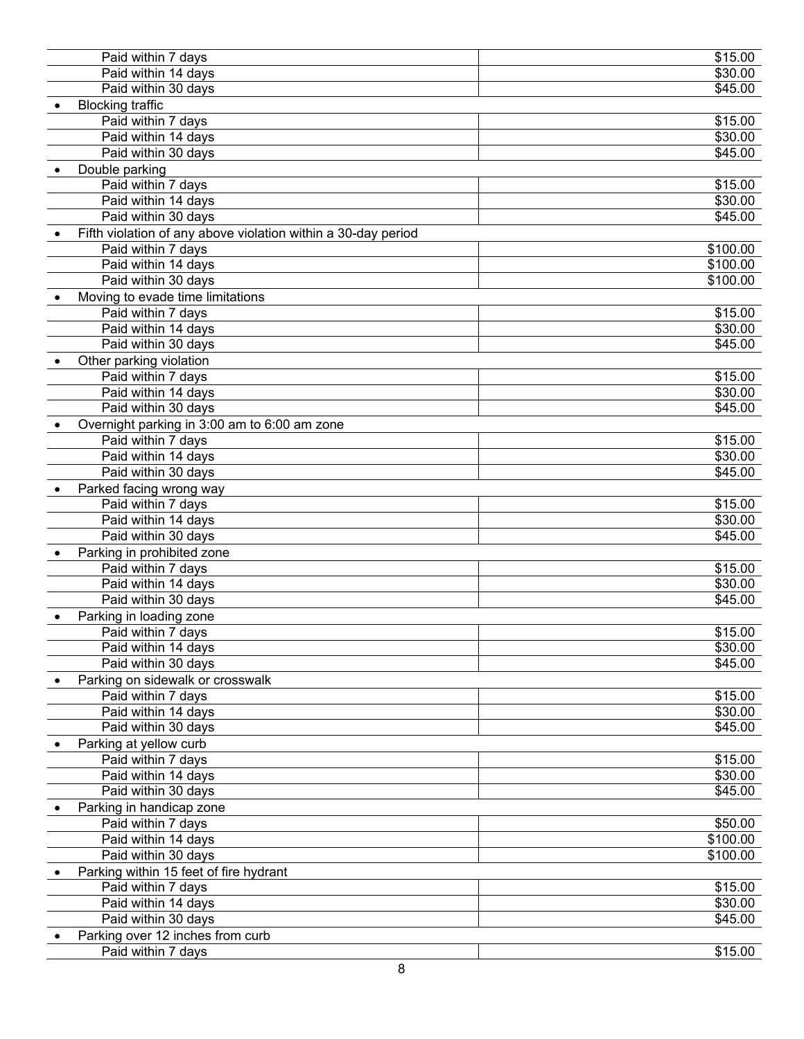| | |
|---|---|
| Paid within 7 days | $15.00 |
| Paid within 14 days | $30.00 |
| Paid within 30 days | $45.00 |
| • Blocking traffic | |
| Paid within 7 days | $15.00 |
| Paid within 14 days | $30.00 |
| Paid within 30 days | $45.00 |
| • Double parking | |
| Paid within 7 days | $15.00 |
| Paid within 14 days | $30.00 |
| Paid within 30 days | $45.00 |
| • Fifth violation of any above violation within a 30-day period | |
| Paid within 7 days | $100.00 |
| Paid within 14 days | $100.00 |
| Paid within 30 days | $100.00 |
| • Moving to evade time limitations | |
| Paid within 7 days | $15.00 |
| Paid within 14 days | $30.00 |
| Paid within 30 days | $45.00 |
| • Other parking violation | |
| Paid within 7 days | $15.00 |
| Paid within 14 days | $30.00 |
| Paid within 30 days | $45.00 |
| • Overnight parking in 3:00 am to 6:00 am zone | |
| Paid within 7 days | $15.00 |
| Paid within 14 days | $30.00 |
| Paid within 30 days | $45.00 |
| • Parked facing wrong way | |
| Paid within 7 days | $15.00 |
| Paid within 14 days | $30.00 |
| Paid within 30 days | $45.00 |
| • Parking in prohibited zone | |
| Paid within 7 days | $15.00 |
| Paid within 14 days | $30.00 |
| Paid within 30 days | $45.00 |
| • Parking in loading zone | |
| Paid within 7 days | $15.00 |
| Paid within 14 days | $30.00 |
| Paid within 30 days | $45.00 |
| • Parking on sidewalk or crosswalk | |
| Paid within 7 days | $15.00 |
| Paid within 14 days | $30.00 |
| Paid within 30 days | $45.00 |
| • Parking at yellow curb | |
| Paid within 7 days | $15.00 |
| Paid within 14 days | $30.00 |
| Paid within 30 days | $45.00 |
| • Parking in handicap zone | |
| Paid within 7 days | $50.00 |
| Paid within 14 days | $100.00 |
| Paid within 30 days | $100.00 |
| • Parking within 15 feet of fire hydrant | |
| Paid within 7 days | $15.00 |
| Paid within 14 days | $30.00 |
| Paid within 30 days | $45.00 |
| • Parking over 12 inches from curb | |
| Paid within 7 days | $15.00 |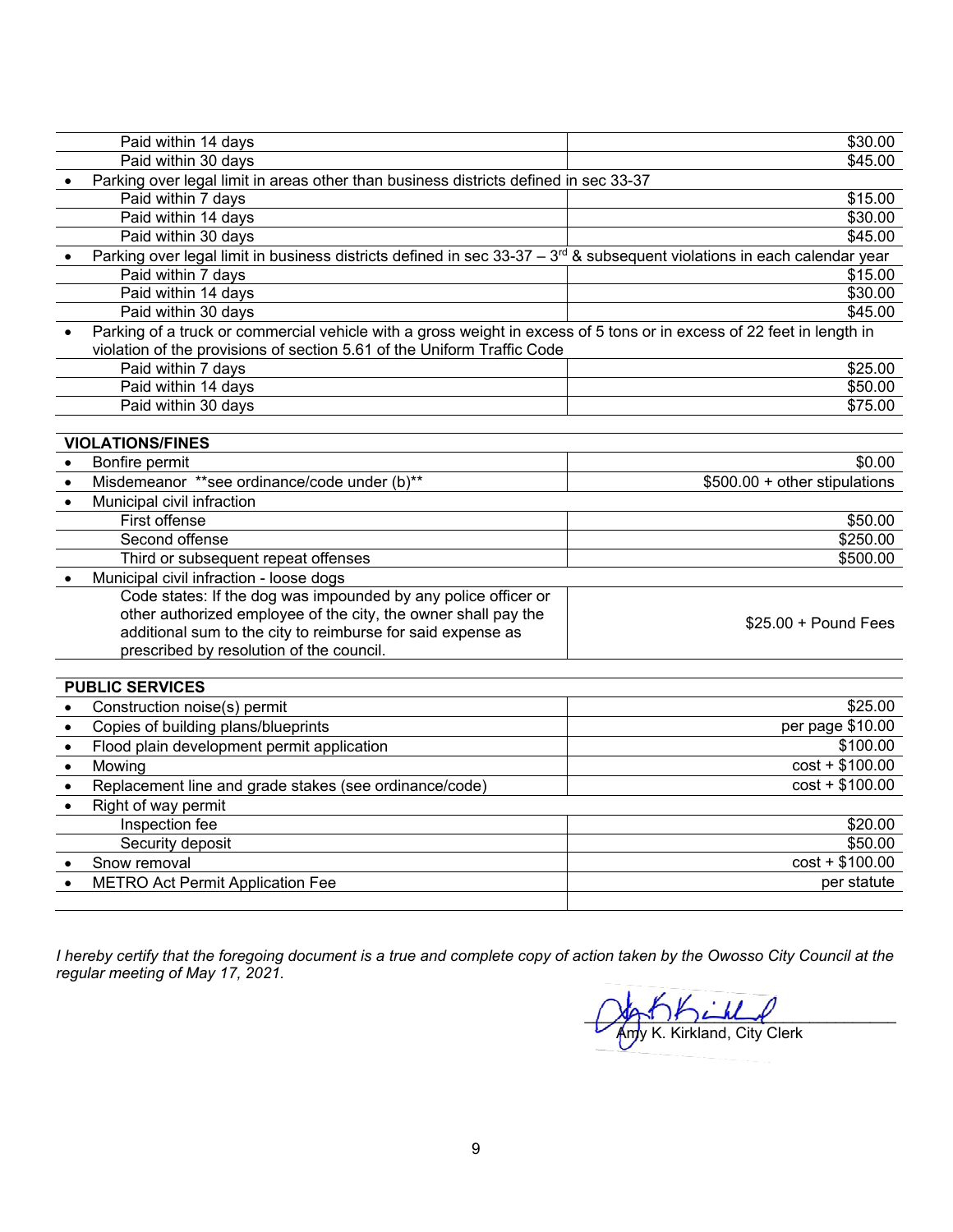| | |
|---|---|
| Paid within 14 days | $30.00 |
| Paid within 30 days | $45.00 |
| • Parking over legal limit in areas other than business districts defined in sec 33-37 | |
| Paid within 7 days | $15.00 |
| Paid within 14 days | $30.00 |
| Paid within 30 days | $45.00 |
| • Parking over legal limit in business districts defined in sec 33-37 – 3rd & subsequent violations in each calendar year | |
| Paid within 7 days | $15.00 |
| Paid within 14 days | $30.00 |
| Paid within 30 days | $45.00 |
| • Parking of a truck or commercial vehicle with a gross weight in excess of 5 tons or in excess of 22 feet in length in violation of the provisions of section 5.61 of the Uniform Traffic Code | |
| Paid within 7 days | $25.00 |
| Paid within 14 days | $50.00 |
| Paid within 30 days | $75.00 |

| **VIOLATIONS/FINES** | |
|---|---|
| • Bonfire permit | $0.00 |
| • Misdemeanor **see ordinance/code under (b)** | $500.00 + other stipulations |
| • Municipal civil infraction | |
| First offense | $50.00 |
| Second offense | $250.00 |
| Third or subsequent repeat offenses | $500.00 |
| • Municipal civil infraction - loose dogs | |
| Code states: If the dog was impounded by any police officer or other authorized employee of the city, the owner shall pay the additional sum to the city to reimburse for said expense as prescribed by resolution of the council. | $25.00 + Pound Fees |

| **PUBLIC SERVICES** | |
|---|---|
| • Construction noise(s) permit | $25.00 |
| • Copies of building plans/blueprints | per page $10.00 |
| • Flood plain development permit application | $100.00 |
| • Mowing | cost + $100.00 |
| • Replacement line and grade stakes (see ordinance/code) | cost + $100.00 |
| • Right of way permit | |
| Inspection fee | $20.00 |
| Security deposit | $50.00 |
| • Snow removal | cost + $100.00 |
| • METRO Act Permit Application Fee | per statute |

*I hereby certify that the foregoing document is a true and complete copy of action taken by the Owosso City Council at the regular meeting of May 17, 2021.*

Amy K. Kirkland, City Clerk